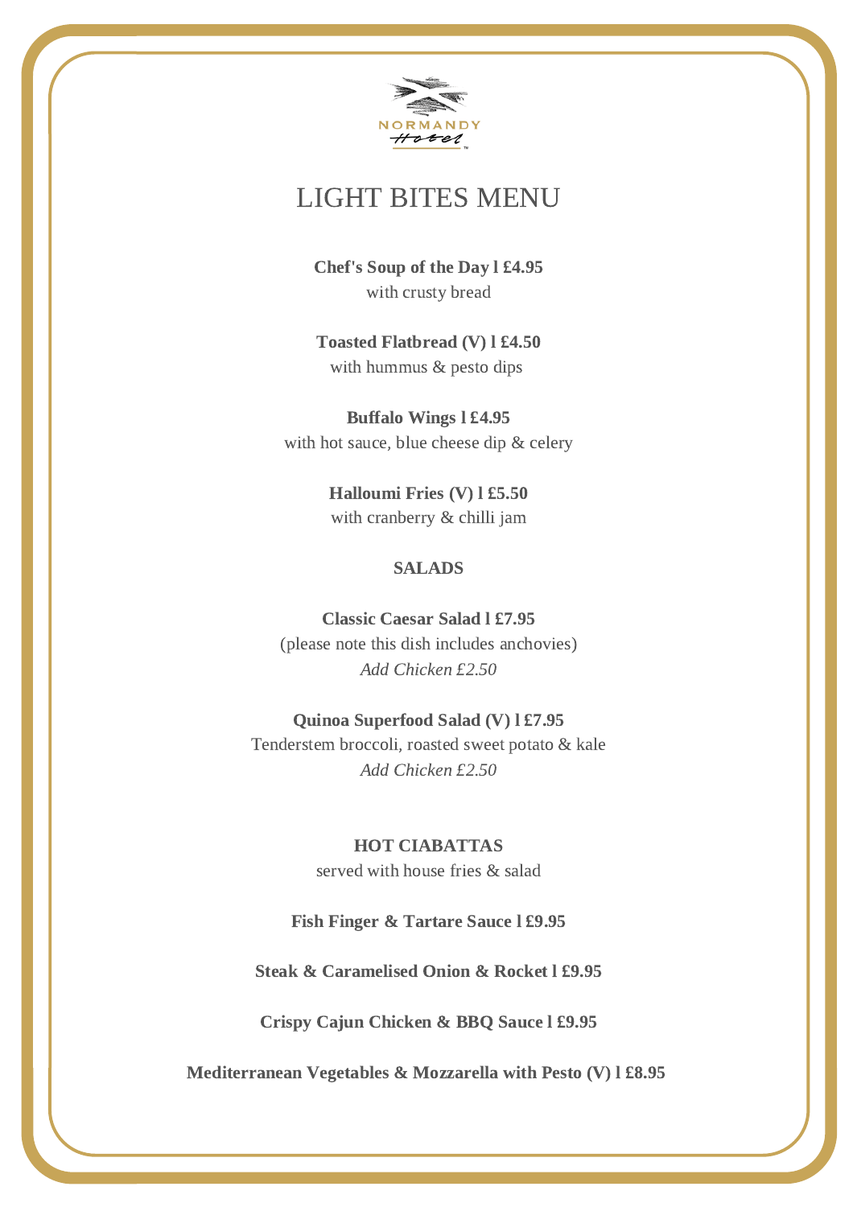NORMANDY Hotel

# LIGHT BITES MENU

**Chef's Soup of the Day l £4.95**
with crusty bread

**Toasted Flatbread (V) l £4.50**
with hummus & pesto dips

**Buffalo Wings l £4.95**
with hot sauce, blue cheese dip & celery

**Halloumi Fries (V) l £5.50**
with cranberry & chilli jam

## SALADS

**Classic Caesar Salad l £7.95**
(please note this dish includes anchovies)
*Add Chicken £2.50*

**Quinoa Superfood Salad (V) l £7.95**
Tenderstem broccoli, roasted sweet potato & kale
*Add Chicken £2.50*

## HOT CIABATTAS

served with house fries & salad

**Fish Finger & Tartare Sauce l £9.95**

**Steak & Caramelised Onion & Rocket l £9.95**

**Crispy Cajun Chicken & BBQ Sauce l £9.95**

**Mediterranean Vegetables & Mozzarella with Pesto (V) l £8.95**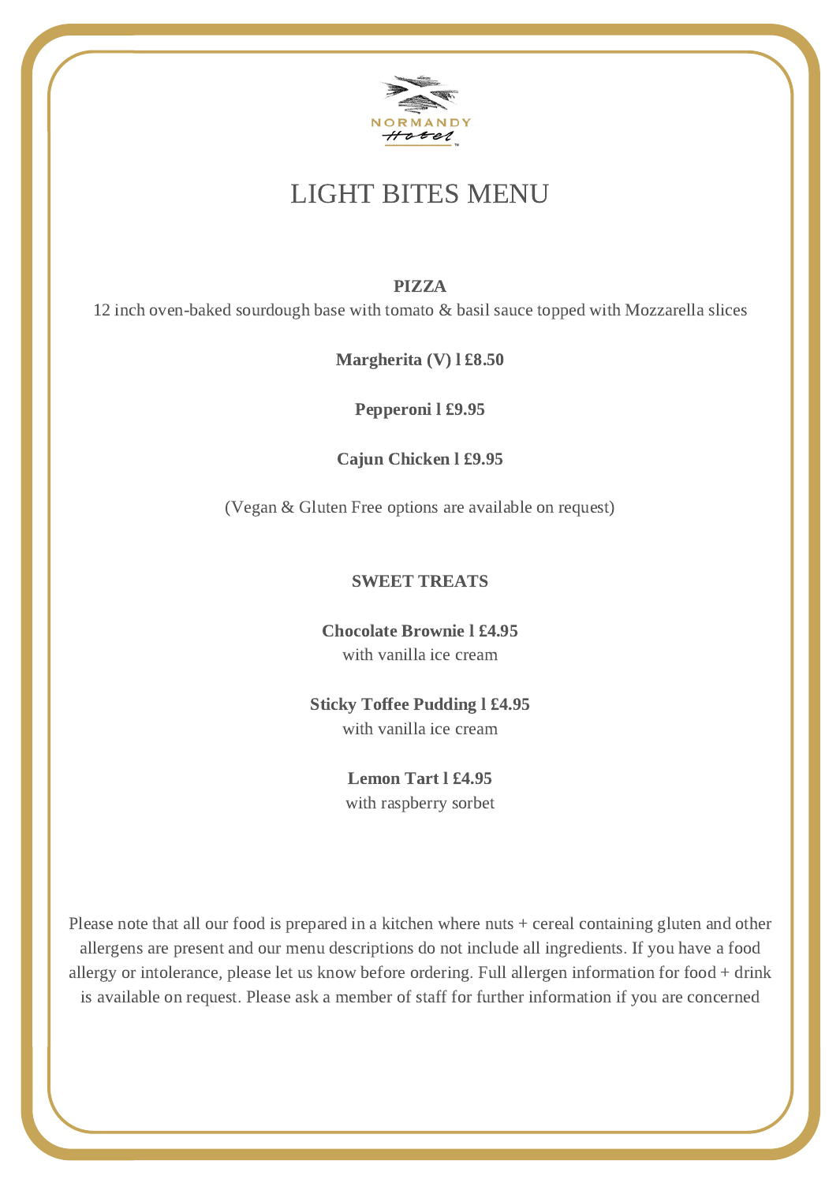NORMANDY

Hotel

# LIGHT BITES MENU

## PIZZA

12 inch oven-baked sourdough base with tomato & basil sauce topped with Mozzarella slices

**Margherita (V) l £8.50**

**Pepperoni l £9.95**

**Cajun Chicken l £9.95**

(Vegan & Gluten Free options are available on request)

## SWEET TREATS

**Chocolate Brownie l £4.95**
with vanilla ice cream

**Sticky Toffee Pudding l £4.95**
with vanilla ice cream

**Lemon Tart l £4.95**
with raspberry sorbet

Please note that all our food is prepared in a kitchen where nuts + cereal containing gluten and other allergens are present and our menu descriptions do not include all ingredients. If you have a food allergy or intolerance, please let us know before ordering. Full allergen information for food + drink is available on request. Please ask a member of staff for further information if you are concerned